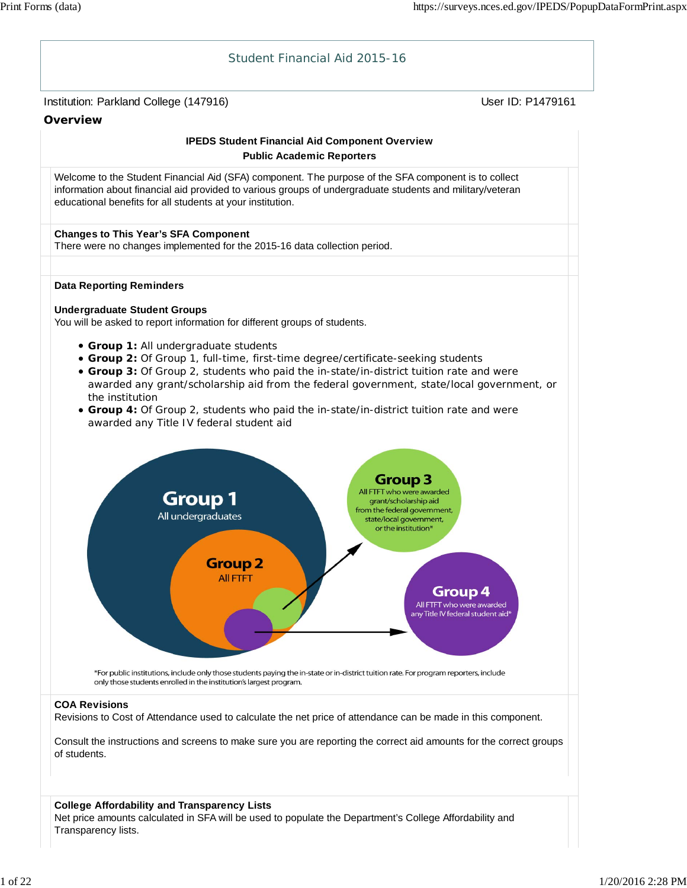# Student Financial Aid 2015-16

Institution: Parkland College (147916) User ID: P1479161

## Overview

**IPEDS Student Financial Aid Component Overview**
**Public Academic Reporters**

Welcome to the Student Financial Aid (SFA) component. The purpose of the SFA component is to collect information about financial aid provided to various groups of undergraduate students and military/veteran educational benefits for all students at your institution.

**Changes to This Year's SFA Component**
There were no changes implemented for the 2015-16 data collection period.

**Data Reporting Reminders**

**Undergraduate Student Groups**
You will be asked to report information for different groups of students.

- **Group 1:** All undergraduate students
- **Group 2:** Of Group 1, full-time, first-time degree/certificate-seeking students
- **Group 3:** Of Group 2, students who paid the in-state/in-district tuition rate and were awarded any grant/scholarship aid from the federal government, state/local government, or the institution
- **Group 4:** Of Group 2, students who paid the in-state/in-district tuition rate and were awarded any Title IV federal student aid

Group 1 — All undergraduates
Group 2 — All FTFT
Group 3 — All FTFT who were awarded grant/scholarship aid from the federal government, state/local government, or the institution*
Group 4 — All FTFT who were awarded any Title IV federal student aid*

*For public institutions, include only those students paying the in-state or in-district tuition rate. For program reporters, include only those students enrolled in the institution's largest program.

**COA Revisions**
Revisions to Cost of Attendance used to calculate the net price of attendance can be made in this component.

Consult the instructions and screens to make sure you are reporting the correct aid amounts for the correct groups of students.

**College Affordability and Transparency Lists**
Net price amounts calculated in SFA will be used to populate the Department's College Affordability and Transparency lists.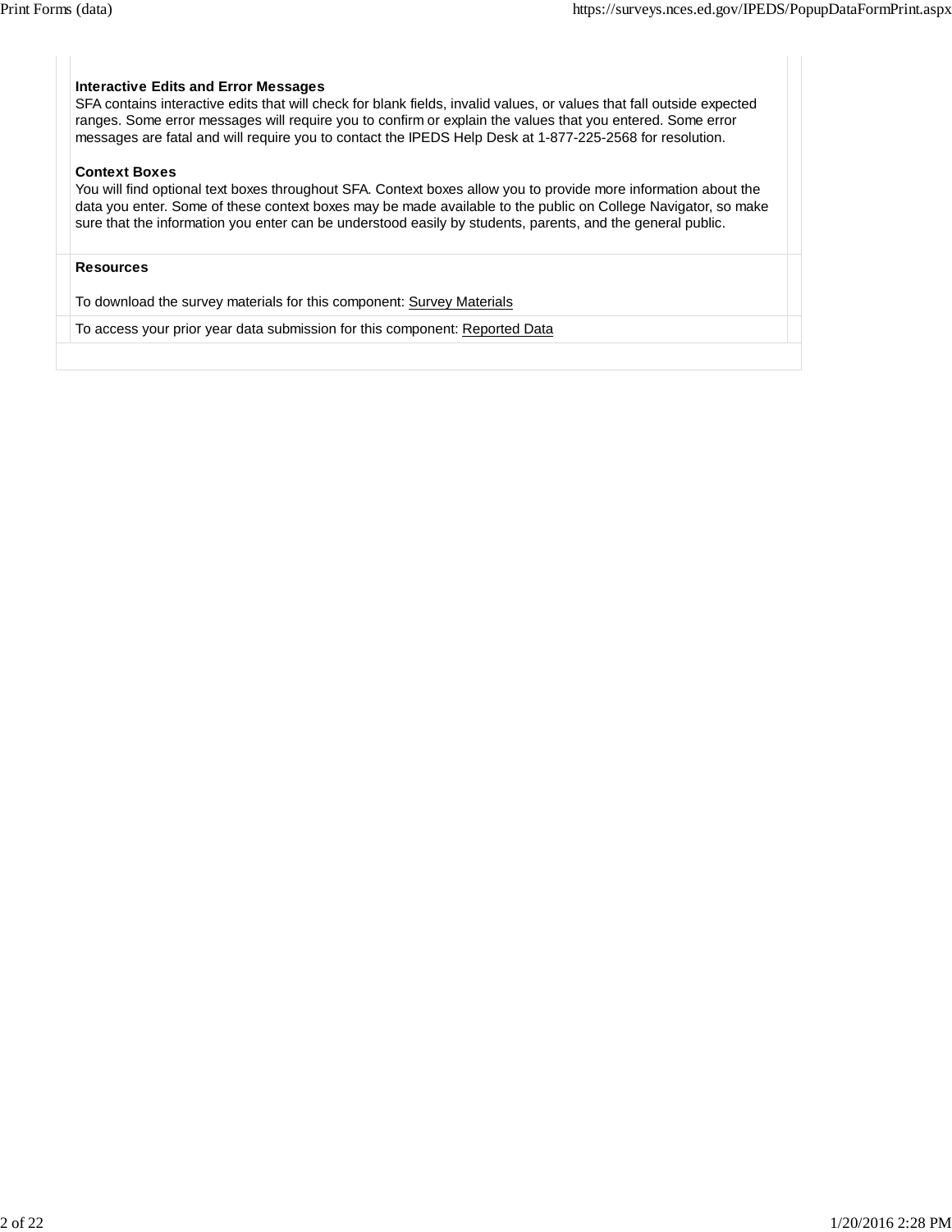**Interactive Edits and Error Messages**
SFA contains interactive edits that will check for blank fields, invalid values, or values that fall outside expected ranges. Some error messages will require you to confirm or explain the values that you entered. Some error messages are fatal and will require you to contact the IPEDS Help Desk at 1-877-225-2568 for resolution.

**Context Boxes**
You will find optional text boxes throughout SFA. Context boxes allow you to provide more information about the data you enter. Some of these context boxes may be made available to the public on College Navigator, so make sure that the information you enter can be understood easily by students, parents, and the general public.

**Resources**

To download the survey materials for this component: Survey Materials

To access your prior year data submission for this component: Reported Data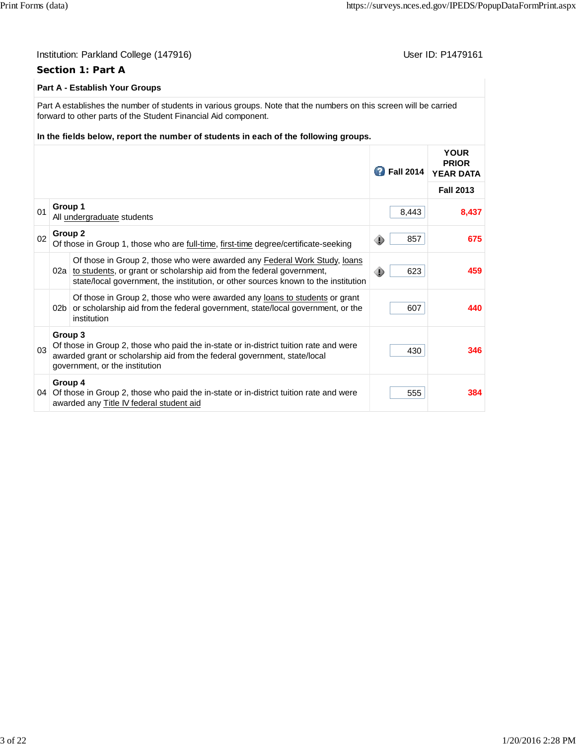Institution: Parkland College (147916) User ID: P1479161

## Section 1: Part A

### Part A - Establish Your Groups

Part A establishes the number of students in various groups. Note that the numbers on this screen will be carried forward to other parts of the Student Financial Aid component.

**In the fields below, report the number of students in each of the following groups.**

| | | Fall 2014 | YOUR PRIOR YEAR DATA Fall 2013 |
|---|---|---|---|
| 01 | **Group 1** All undergraduate students | 8,443 | 8,437 |
| 02 | **Group 2** Of those in Group 1, those who are full-time, first-time degree/certificate-seeking | 857 | 675 |
| 02a | Of those in Group 2, those who were awarded any Federal Work Study, loans to students, or grant or scholarship aid from the federal government, state/local government, the institution, or other sources known to the institution | 623 | 459 |
| 02b | Of those in Group 2, those who were awarded any loans to students or grant or scholarship aid from the federal government, state/local government, or the institution | 607 | 440 |
| 03 | **Group 3** Of those in Group 2, those who paid the in-state or in-district tuition rate and were awarded grant or scholarship aid from the federal government, state/local government, or the institution | 430 | 346 |
| 04 | **Group 4** Of those in Group 2, those who paid the in-state or in-district tuition rate and were awarded any Title IV federal student aid | 555 | 384 |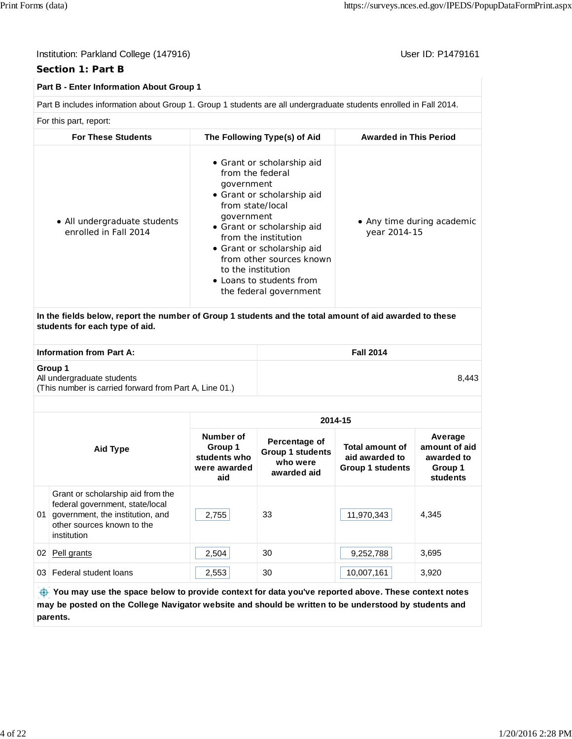Institution: Parkland College (147916) User ID: P1479161

## Section 1: Part B

**Part B - Enter Information About Group 1**

Part B includes information about Group 1. Group 1 students are all undergraduate students enrolled in Fall 2014.

For this part, report:

| For These Students | The Following Type(s) of Aid | Awarded in This Period |
|---|---|---|
| • All undergraduate students enrolled in Fall 2014 | • Grant or scholarship aid from the federal government<br>• Grant or scholarship aid from state/local government<br>• Grant or scholarship aid from the institution<br>• Grant or scholarship aid from other sources known to the institution<br>• Loans to students from the federal government | • Any time during academic year 2014-15 |

**In the fields below, report the number of Group 1 students and the total amount of aid awarded to these students for each type of aid.**

| Information from Part A: | Fall 2014 |
|---|---|
| **Group 1**<br>All undergraduate students<br>(This number is carried forward from Part A, Line 01.) | 8,443 |

| | Aid Type | 2014-15 | | | |
|---|---|---|---|---|---|
| | | Number of Group 1 students who were awarded aid | Percentage of Group 1 students who were awarded aid | Total amount of aid awarded to Group 1 students | Average amount of aid awarded to Group 1 students |
| 01 | Grant or scholarship aid from the federal government, state/local government, the institution, and other sources known to the institution | 2,755 | 33 | 11,970,343 | 4,345 |
| 02 | Pell grants | 2,504 | 30 | 9,252,788 | 3,695 |
| 03 | Federal student loans | 2,553 | 30 | 10,007,161 | 3,920 |

**You may use the space below to provide context for data you've reported above. These context notes may be posted on the College Navigator website and should be written to be understood by students and parents.**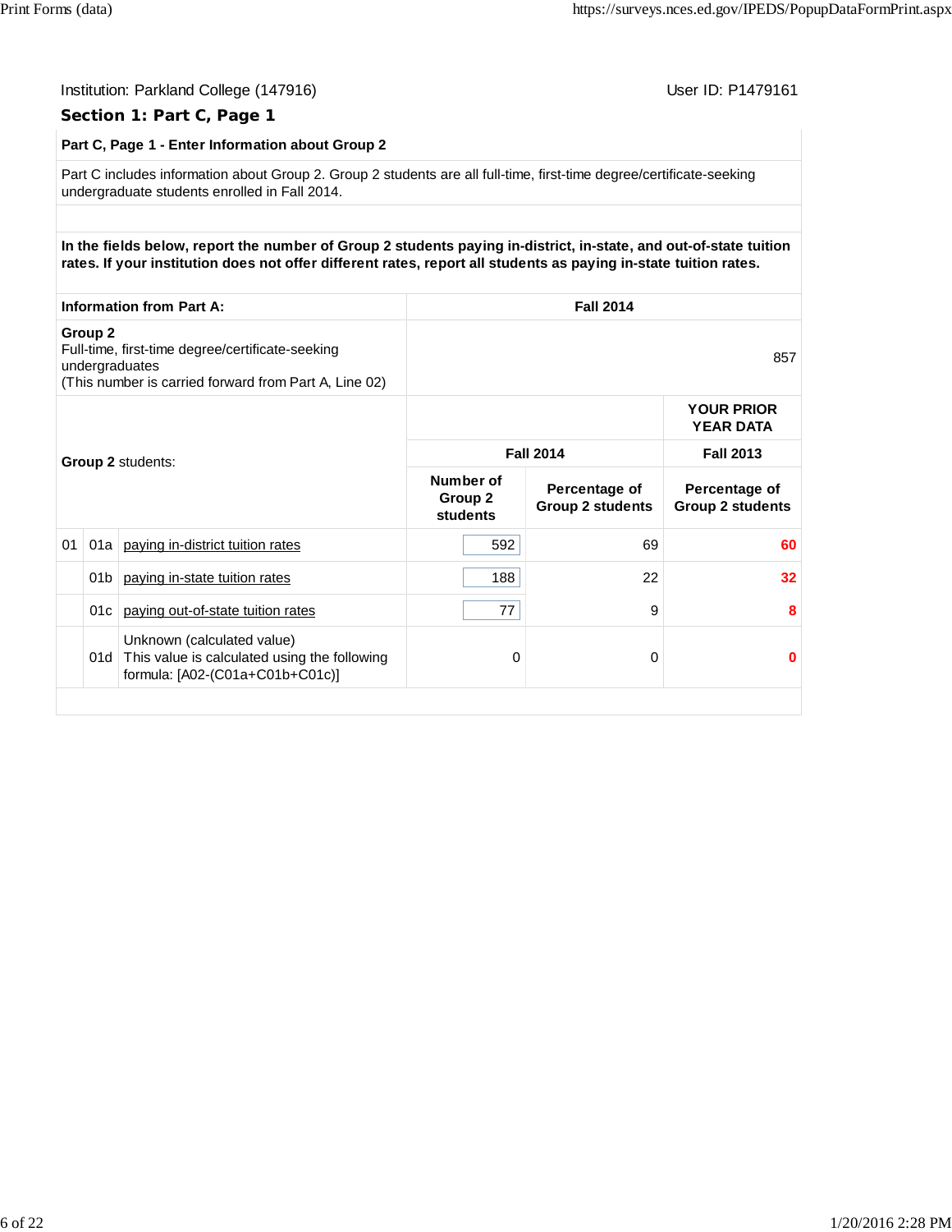Institution: Parkland College (147916)

User ID: P1479161

## Section 1: Part C, Page 1

**Part C, Page 1 - Enter Information about Group 2**

Part C includes information about Group 2. Group 2 students are all full-time, first-time degree/certificate-seeking undergraduate students enrolled in Fall 2014.

**In the fields below, report the number of Group 2 students paying in-district, in-state, and out-of-state tuition rates. If your institution does not offer different rates, report all students as paying in-state tuition rates.**

| Information from Part A: | Fall 2014 |
|---|---|
| **Group 2**<br>Full-time, first-time degree/certificate-seeking undergraduates<br>(This number is carried forward from Part A, Line 02) | 857 |

| | | Group 2 students: | Fall 2014 | | YOUR PRIOR YEAR DATA Fall 2013 |
|---|---|---|---|---|---|
| | | | Number of Group 2 students | Percentage of Group 2 students | Percentage of Group 2 students |
| 01 | 01a | paying in-district tuition rates | 592 | 69 | 60 |
| | 01b | paying in-state tuition rates | 188 | 22 | 32 |
| | 01c | paying out-of-state tuition rates | 77 | 9 | 8 |
| | 01d | Unknown (calculated value)<br>This value is calculated using the following formula: [A02-(C01a+C01b+C01c)] | 0 | 0 | 0 |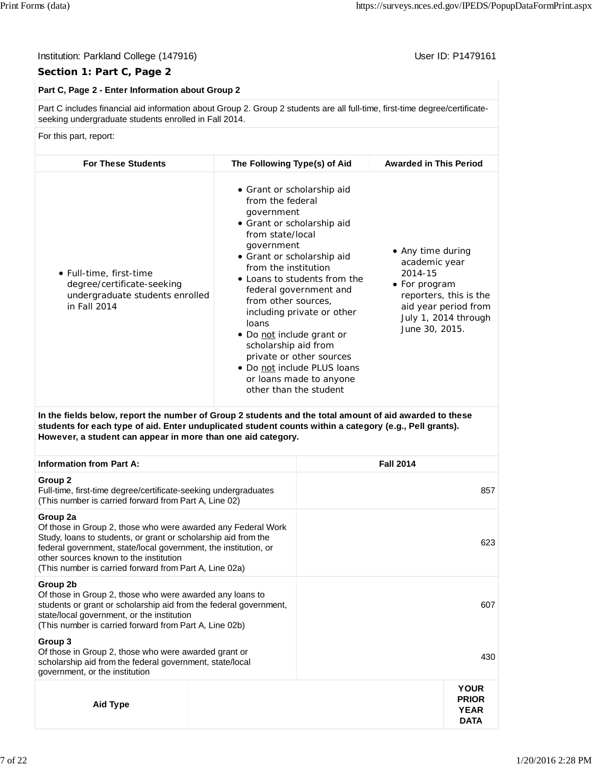Institution: Parkland College (147916)

User ID: P1479161

## Section 1: Part C, Page 2

**Part C, Page 2 - Enter Information about Group 2**

Part C includes financial aid information about Group 2. Group 2 students are all full-time, first-time degree/certificate-seeking undergraduate students enrolled in Fall 2014.

For this part, report:

| For These Students | The Following Type(s) of Aid | Awarded in This Period |
|---|---|---|
| • Full-time, first-time degree/certificate-seeking undergraduate students enrolled in Fall 2014 | • Grant or scholarship aid from the federal government<br>• Grant or scholarship aid from state/local government<br>• Grant or scholarship aid from the institution<br>• Loans to students from the federal government and from other sources, including private or other loans<br>• Do not include grant or scholarship aid from private or other sources<br>• Do not include PLUS loans or loans made to anyone other than the student | • Any time during academic year 2014-15<br>• For program reporters, this is the aid year period from July 1, 2014 through June 30, 2015. |

**In the fields below, report the number of Group 2 students and the total amount of aid awarded to these students for each type of aid. Enter unduplicated student counts within a category (e.g., Pell grants). However, a student can appear in more than one aid category.**

| Information from Part A: | Fall 2014 |
|---|---|
| **Group 2**<br>Full-time, first-time degree/certificate-seeking undergraduates<br>(This number is carried forward from Part A, Line 02) | 857 |
| **Group 2a**<br>Of those in Group 2, those who were awarded any Federal Work Study, loans to students, or grant or scholarship aid from the federal government, state/local government, the institution, or other sources known to the institution<br>(This number is carried forward from Part A, Line 02a) | 623 |
| **Group 2b**<br>Of those in Group 2, those who were awarded any loans to students or grant or scholarship aid from the federal government, state/local government, or the institution<br>(This number is carried forward from Part A, Line 02b) | 607 |
| **Group 3**<br>Of those in Group 2, those who were awarded grant or scholarship aid from the federal government, state/local government, or the institution | 430 |

| Aid Type | | YOUR PRIOR YEAR DATA |
|---|---|---|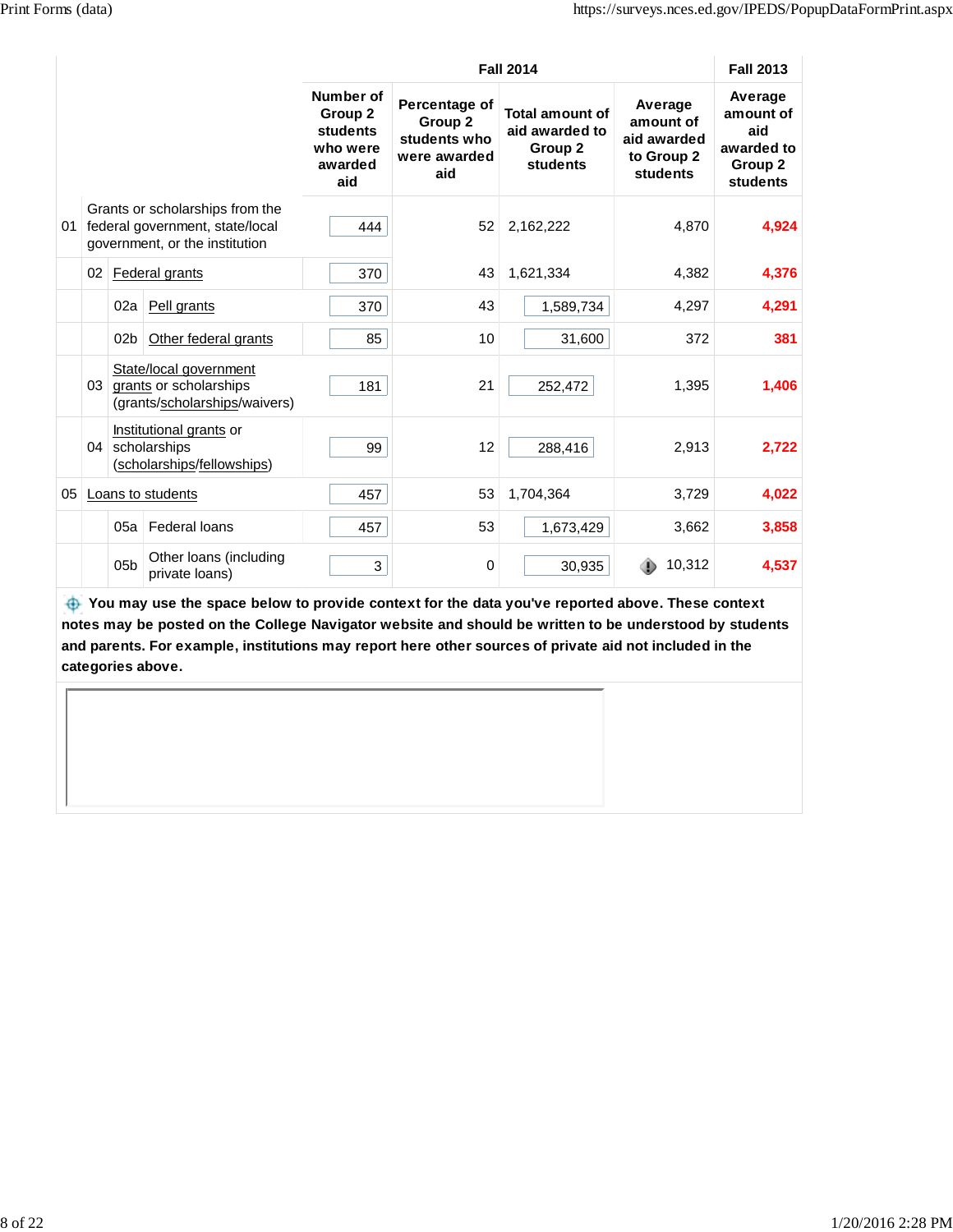| | | | Fall 2014 | | | | Fall 2013 |
|---|---|---|---|---|---|---|---|
| | | | Number of Group 2 students who were awarded aid | Percentage of Group 2 students who were awarded aid | Total amount of aid awarded to Group 2 students | Average amount of aid awarded to Group 2 students | Average amount of aid awarded to Group 2 students |
| 01 | Grants or scholarships from the federal government, state/local government, or the institution | | 444 | 52 | 2,162,222 | 4,870 | **4,924** |
| | 02 | Federal grants | 370 | 43 | 1,621,334 | 4,382 | **4,376** |
| | 02a | Pell grants | 370 | 43 | 1,589,734 | 4,297 | **4,291** |
| | 02b | Other federal grants | 85 | 10 | 31,600 | 372 | **381** |
| | 03 | State/local government grants or scholarships (grants/scholarships/waivers) | 181 | 21 | 252,472 | 1,395 | **1,406** |
| | 04 | Institutional grants or scholarships (scholarships/fellowships) | 99 | 12 | 288,416 | 2,913 | **2,722** |
| 05 | Loans to students | | 457 | 53 | 1,704,364 | 3,729 | **4,022** |
| | 05a | Federal loans | 457 | 53 | 1,673,429 | 3,662 | **3,858** |
| | 05b | Other loans (including private loans) | 3 | 0 | 30,935 | 10,312 | **4,537** |

**You may use the space below to provide context for the data you've reported above. These context notes may be posted on the College Navigator website and should be written to be understood by students and parents. For example, institutions may report here other sources of private aid not included in the categories above.**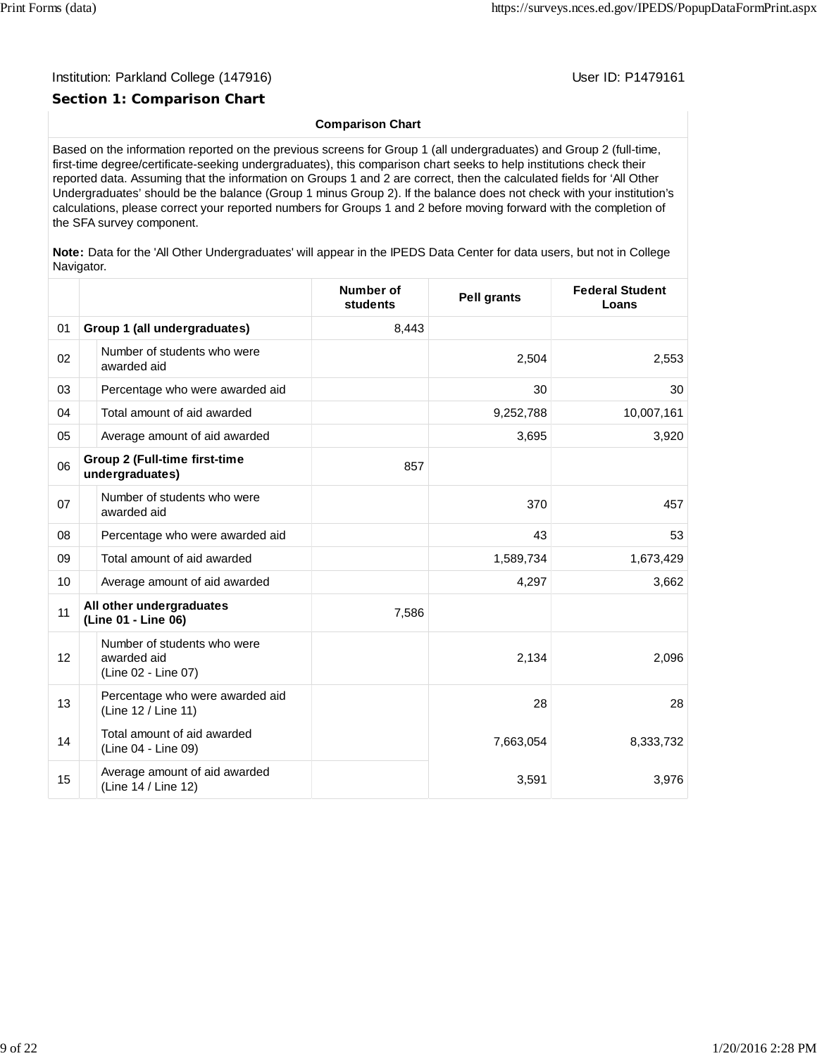Institution: Parkland College (147916)

User ID: P1479161

## Section 1: Comparison Chart

**Comparison Chart**

Based on the information reported on the previous screens for Group 1 (all undergraduates) and Group 2 (full-time, first-time degree/certificate-seeking undergraduates), this comparison chart seeks to help institutions check their reported data. Assuming that the information on Groups 1 and 2 are correct, then the calculated fields for 'All Other Undergraduates' should be the balance (Group 1 minus Group 2). If the balance does not check with your institution's calculations, please correct your reported numbers for Groups 1 and 2 before moving forward with the completion of the SFA survey component.

**Note:** Data for the 'All Other Undergraduates' will appear in the IPEDS Data Center for data users, but not in College Navigator.

| | | Number of students | Pell grants | Federal Student Loans |
|---|---|---|---|---|
| 01 | **Group 1 (all undergraduates)** | 8,443 | | |
| 02 | Number of students who were awarded aid | | 2,504 | 2,553 |
| 03 | Percentage who were awarded aid | | 30 | 30 |
| 04 | Total amount of aid awarded | | 9,252,788 | 10,007,161 |
| 05 | Average amount of aid awarded | | 3,695 | 3,920 |
| 06 | **Group 2 (Full-time first-time undergraduates)** | 857 | | |
| 07 | Number of students who were awarded aid | | 370 | 457 |
| 08 | Percentage who were awarded aid | | 43 | 53 |
| 09 | Total amount of aid awarded | | 1,589,734 | 1,673,429 |
| 10 | Average amount of aid awarded | | 4,297 | 3,662 |
| 11 | **All other undergraduates (Line 01 - Line 06)** | 7,586 | | |
| 12 | Number of students who were awarded aid (Line 02 - Line 07) | | 2,134 | 2,096 |
| 13 | Percentage who were awarded aid (Line 12 / Line 11) | | 28 | 28 |
| 14 | Total amount of aid awarded (Line 04 - Line 09) | | 7,663,054 | 8,333,732 |
| 15 | Average amount of aid awarded (Line 14 / Line 12) | | 3,591 | 3,976 |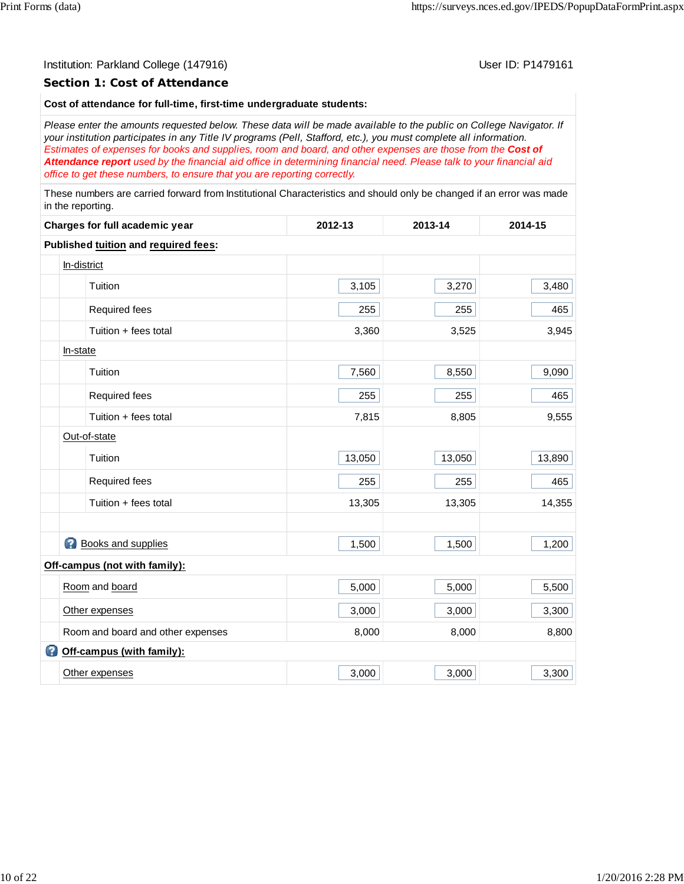Institution: Parkland College (147916)

User ID: P1479161

## Section 1: Cost of Attendance

**Cost of attendance for full-time, first-time undergraduate students:**

*Please enter the amounts requested below. These data will be made available to the public on College Navigator. If your institution participates in any Title IV programs (Pell, Stafford, etc.), you must complete all information. Estimates of expenses for books and supplies, room and board, and other expenses are those from the* ***Cost of Attendance report*** *used by the financial aid office in determining financial need. Please talk to your financial aid office to get these numbers, to ensure that you are reporting correctly.*

These numbers are carried forward from Institutional Characteristics and should only be changed if an error was made in the reporting.

| Charges for full academic year | 2012-13 | 2013-14 | 2014-15 |
|---|---|---|---|
| **Published tuition and required fees:** | | | |
| In-district | | | |
| Tuition | 3,105 | 3,270 | 3,480 |
| Required fees | 255 | 255 | 465 |
| Tuition + fees total | 3,360 | 3,525 | 3,945 |
| In-state | | | |
| Tuition | 7,560 | 8,550 | 9,090 |
| Required fees | 255 | 255 | 465 |
| Tuition + fees total | 7,815 | 8,805 | 9,555 |
| Out-of-state | | | |
| Tuition | 13,050 | 13,050 | 13,890 |
| Required fees | 255 | 255 | 465 |
| Tuition + fees total | 13,305 | 13,305 | 14,355 |
| | | | |
| Books and supplies | 1,500 | 1,500 | 1,200 |
| **Off-campus (not with family):** | | | |
| Room and board | 5,000 | 5,000 | 5,500 |
| Other expenses | 3,000 | 3,000 | 3,300 |
| Room and board and other expenses | 8,000 | 8,000 | 8,800 |
| **Off-campus (with family):** | | | |
| Other expenses | 3,000 | 3,000 | 3,300 |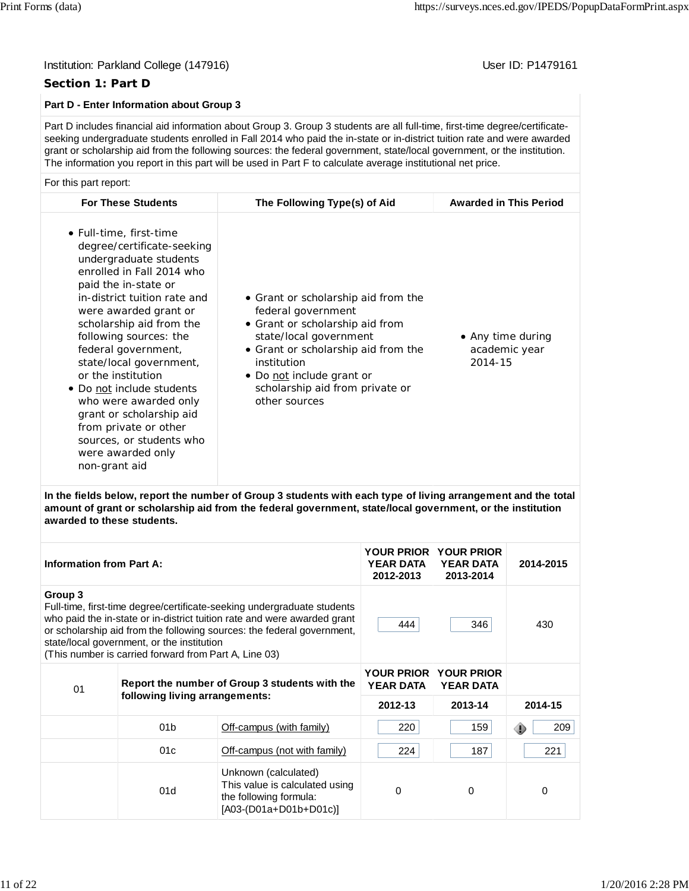Institution: Parkland College (147916)

User ID: P1479161

## Section 1: Part D

### Part D - Enter Information about Group 3

Part D includes financial aid information about Group 3. Group 3 students are all full-time, first-time degree/certificate-seeking undergraduate students enrolled in Fall 2014 who paid the in-state or in-district tuition rate and were awarded grant or scholarship aid from the following sources: the federal government, state/local government, or the institution. The information you report in this part will be used in Part F to calculate average institutional net price.

For this part report:

| For These Students | The Following Type(s) of Aid | Awarded in This Period |
|---|---|---|
| • Full-time, first-time degree/certificate-seeking undergraduate students enrolled in Fall 2014 who paid the in-state or in-district tuition rate and were awarded grant or scholarship aid from the following sources: the federal government, state/local government, or the institution<br>• Do not include students who were awarded only grant or scholarship aid from private or other sources, or students who were awarded only non-grant aid | • Grant or scholarship aid from the federal government<br>• Grant or scholarship aid from state/local government<br>• Grant or scholarship aid from the institution<br>• Do not include grant or scholarship aid from private or other sources | • Any time during academic year 2014-15 |

**In the fields below, report the number of Group 3 students with each type of living arrangement and the total amount of grant or scholarship aid from the federal government, state/local government, or the institution awarded to these students.**

| Information from Part A: | | | YOUR PRIOR YEAR DATA 2012-2013 | YOUR PRIOR YEAR DATA 2013-2014 | 2014-2015 |
|---|---|---|---|---|---|
| **Group 3**<br>Full-time, first-time degree/certificate-seeking undergraduate students who paid the in-state or in-district tuition rate and were awarded grant or scholarship aid from the following sources: the federal government, state/local government, or the institution<br>(This number is carried forward from Part A, Line 03) | | | 444 | 346 | 430 |
| 01 | **Report the number of Group 3 students with the following living arrangements:** | | YOUR PRIOR YEAR DATA 2012-13 | YOUR PRIOR YEAR DATA 2013-14 | 2014-15 |
| | 01b | Off-campus (with family) | 220 | 159 | 209 |
| | 01c | Off-campus (not with family) | 224 | 187 | 221 |
| | 01d | Unknown (calculated)<br>This value is calculated using the following formula:<br>[A03-(D01a+D01b+D01c)] | 0 | 0 | 0 |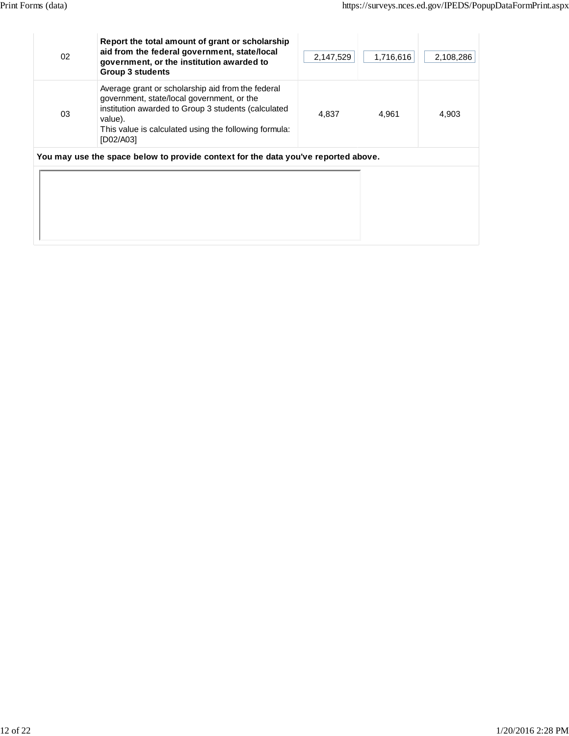| | | | | |
|---|---|---|---|---|
| 02 | **Report the total amount of grant or scholarship aid from the federal government, state/local government, or the institution awarded to Group 3 students** | 2,147,529 | 1,716,616 | 2,108,286 |
| 03 | Average grant or scholarship aid from the federal government, state/local government, or the institution awarded to Group 3 students (calculated value). This value is calculated using the following formula: [D02/A03] | 4,837 | 4,961 | 4,903 |

**You may use the space below to provide context for the data you've reported above.**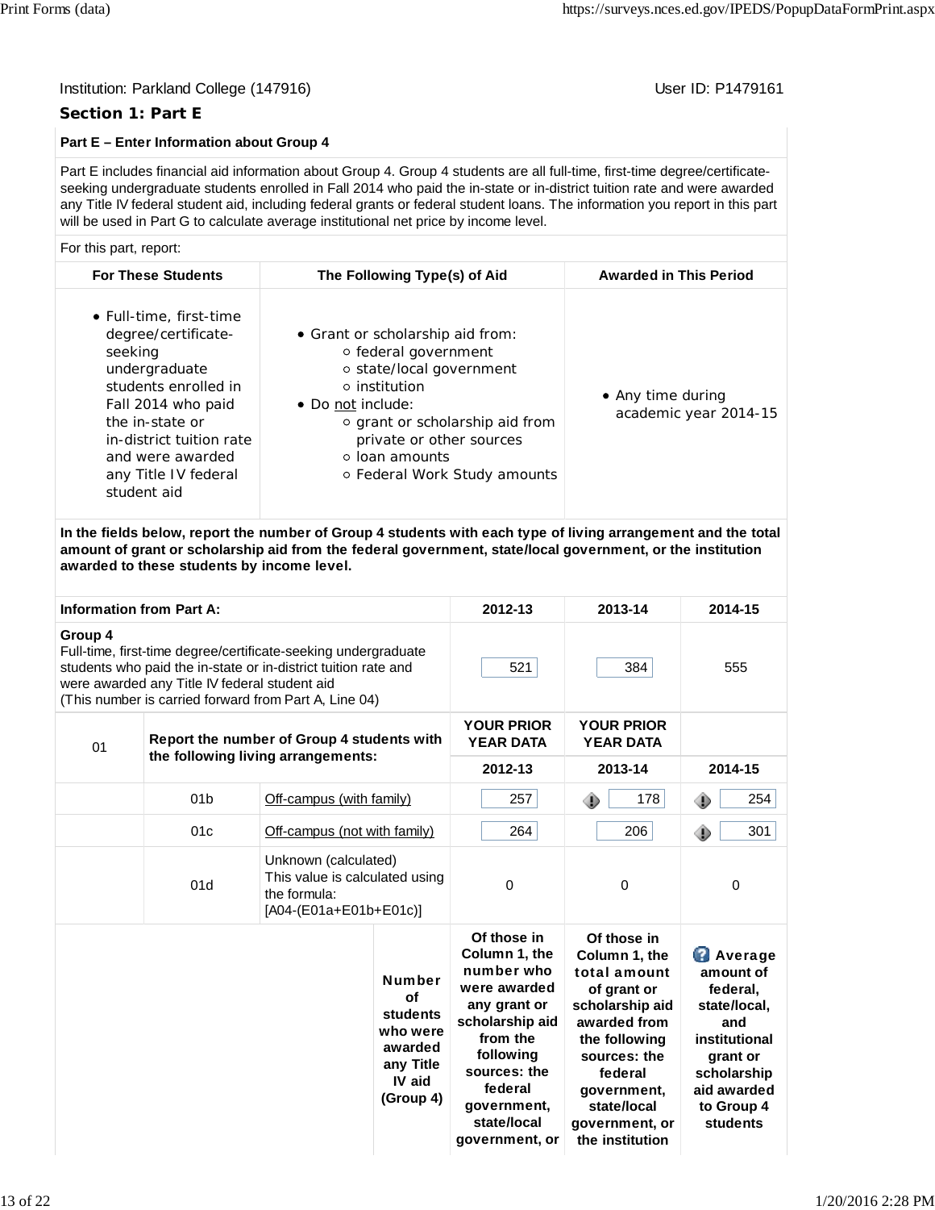Institution: Parkland College (147916)

User ID: P1479161

## Section 1: Part E

### Part E – Enter Information about Group 4

Part E includes financial aid information about Group 4. Group 4 students are all full-time, first-time degree/certificate-seeking undergraduate students enrolled in Fall 2014 who paid the in-state or in-district tuition rate and were awarded any Title IV federal student aid, including federal grants or federal student loans. The information you report in this part will be used in Part G to calculate average institutional net price by income level.

For this part, report:

| For These Students | The Following Type(s) of Aid | Awarded in This Period |
|---|---|---|
| • Full-time, first-time degree/certificate-seeking undergraduate students enrolled in Fall 2014 who paid the in-state or in-district tuition rate and were awarded any Title IV federal student aid | • Grant or scholarship aid from: ○ federal government ○ state/local government ○ institution • Do not include: ○ grant or scholarship aid from private or other sources ○ loan amounts ○ Federal Work Study amounts | • Any time during academic year 2014-15 |

**In the fields below, report the number of Group 4 students with each type of living arrangement and the total amount of grant or scholarship aid from the federal government, state/local government, or the institution awarded to these students by income level.**

| Information from Part A: | | | 2012-13 | 2013-14 | 2014-15 |
|---|---|---|---|---|---|
| **Group 4** Full-time, first-time degree/certificate-seeking undergraduate students who paid the in-state or in-district tuition rate and were awarded any Title IV federal student aid (This number is carried forward from Part A, Line 04) | | | 521 | 384 | 555 |
| 01 | **Report the number of Group 4 students with the following living arrangements:** | | **YOUR PRIOR YEAR DATA** | **YOUR PRIOR YEAR DATA** | |
| | | | **2012-13** | **2013-14** | **2014-15** |
| | 01b | Off-campus (with family) | 257 | 178 | 254 |
| | 01c | Off-campus (not with family) | 264 | 206 | 301 |
| | 01d | Unknown (calculated) This value is calculated using the formula: [A04-(E01a+E01b+E01c)] | 0 | 0 | 0 |

| | **Number of students who were awarded any Title IV aid (Group 4)** | **Of those in Column 1, the number who were awarded any grant or scholarship aid from the following sources: the federal government, state/local government, or** | **Of those in Column 1, the total amount of grant or scholarship aid awarded from the following sources: the federal government, state/local government, or the institution** | **Average amount of federal, state/local, and institutional grant or scholarship aid awarded to Group 4 students** |
|---|---|---|---|---|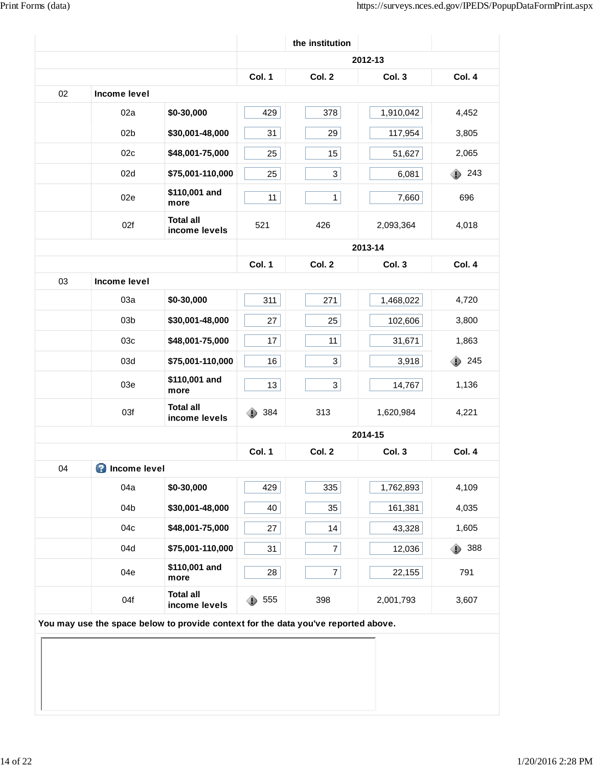| | | | | the institution | | |
|---|---|---|---|---|---|---|
| | | | 2012-13 | | | |
| | | | Col. 1 | Col. 2 | Col. 3 | Col. 4 |
| 02 | **Income level** | | | | | |
| | 02a | **$0-30,000** | 429 | 378 | 1,910,042 | 4,452 |
| | 02b | **$30,001-48,000** | 31 | 29 | 117,954 | 3,805 |
| | 02c | **$48,001-75,000** | 25 | 15 | 51,627 | 2,065 |
| | 02d | **$75,001-110,000** | 25 | 3 | 6,081 | 243 |
| | 02e | **$110,001 and more** | 11 | 1 | 7,660 | 696 |
| | 02f | **Total all income levels** | 521 | 426 | 2,093,364 | 4,018 |
| | | | 2013-14 | | | |
| | | | Col. 1 | Col. 2 | Col. 3 | Col. 4 |
| 03 | **Income level** | | | | | |
| | 03a | **$0-30,000** | 311 | 271 | 1,468,022 | 4,720 |
| | 03b | **$30,001-48,000** | 27 | 25 | 102,606 | 3,800 |
| | 03c | **$48,001-75,000** | 17 | 11 | 31,671 | 1,863 |
| | 03d | **$75,001-110,000** | 16 | 3 | 3,918 | 245 |
| | 03e | **$110,001 and more** | 13 | 3 | 14,767 | 1,136 |
| | 03f | **Total all income levels** | 384 | 313 | 1,620,984 | 4,221 |
| | | | 2014-15 | | | |
| | | | Col. 1 | Col. 2 | Col. 3 | Col. 4 |
| 04 | **Income level** | | | | | |
| | 04a | **$0-30,000** | 429 | 335 | 1,762,893 | 4,109 |
| | 04b | **$30,001-48,000** | 40 | 35 | 161,381 | 4,035 |
| | 04c | **$48,001-75,000** | 27 | 14 | 43,328 | 1,605 |
| | 04d | **$75,001-110,000** | 31 | 7 | 12,036 | 388 |
| | 04e | **$110,001 and more** | 28 | 7 | 22,155 | 791 |
| | 04f | **Total all income levels** | 555 | 398 | 2,001,793 | 3,607 |

**You may use the space below to provide context for the data you've reported above.**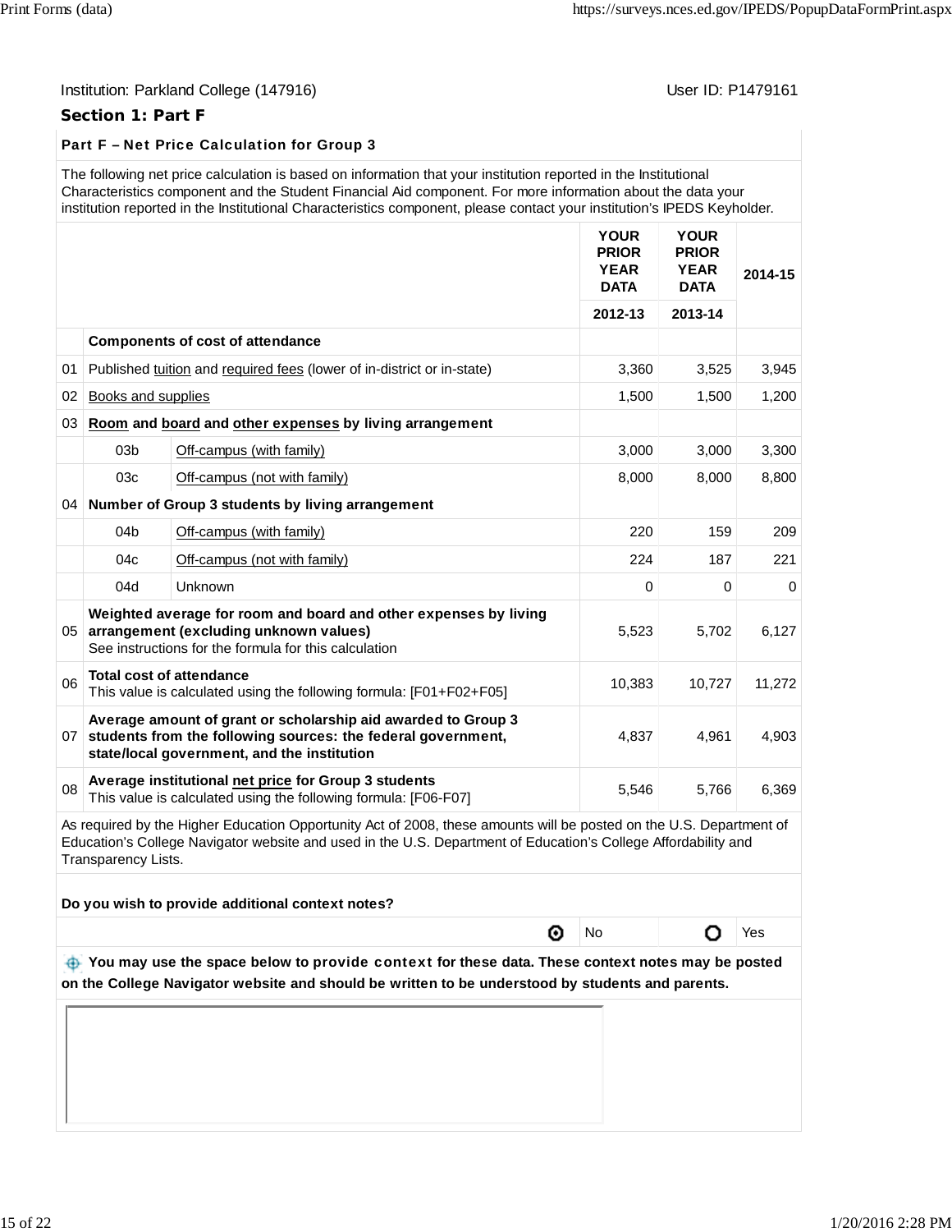Institution: Parkland College (147916)

User ID: P1479161

## Section 1: Part F

### Part F – Net Price Calculation for Group 3

The following net price calculation is based on information that your institution reported in the Institutional Characteristics component and the Student Financial Aid component. For more information about the data your institution reported in the Institutional Characteristics component, please contact your institution's IPEDS Keyholder.

| | | | YOUR PRIOR YEAR DATA | YOUR PRIOR YEAR DATA | 2014-15 |
|---|---|---|---|---|---|
| | | | 2012-13 | 2013-14 | |
| | **Components of cost of attendance** | | | | |
| 01 | Published tuition and required fees (lower of in-district or in-state) | | 3,360 | 3,525 | 3,945 |
| 02 | Books and supplies | | 1,500 | 1,500 | 1,200 |
| 03 | **Room and board and other expenses by living arrangement** | | | | |
| | 03b | Off-campus (with family) | 3,000 | 3,000 | 3,300 |
| | 03c | Off-campus (not with family) | 8,000 | 8,000 | 8,800 |
| 04 | **Number of Group 3 students by living arrangement** | | | | |
| | 04b | Off-campus (with family) | 220 | 159 | 209 |
| | 04c | Off-campus (not with family) | 224 | 187 | 221 |
| | 04d | Unknown | 0 | 0 | 0 |
| 05 | **Weighted average for room and board and other expenses by living arrangement (excluding unknown values)** See instructions for the formula for this calculation | | 5,523 | 5,702 | 6,127 |
| 06 | **Total cost of attendance** This value is calculated using the following formula: [F01+F02+F05] | | 10,383 | 10,727 | 11,272 |
| 07 | **Average amount of grant or scholarship aid awarded to Group 3 students from the following sources: the federal government, state/local government, and the institution** | | 4,837 | 4,961 | 4,903 |
| 08 | **Average institutional net price for Group 3 students** This value is calculated using the following formula: [F06-F07] | | 5,546 | 5,766 | 6,369 |

As required by the Higher Education Opportunity Act of 2008, these amounts will be posted on the U.S. Department of Education's College Navigator website and used in the U.S. Department of Education's College Affordability and Transparency Lists.

**Do you wish to provide additional context notes?**

(selected) No ( ) Yes

**You may use the space below to provide context for these data. These context notes may be posted on the College Navigator website and should be written to be understood by students and parents.**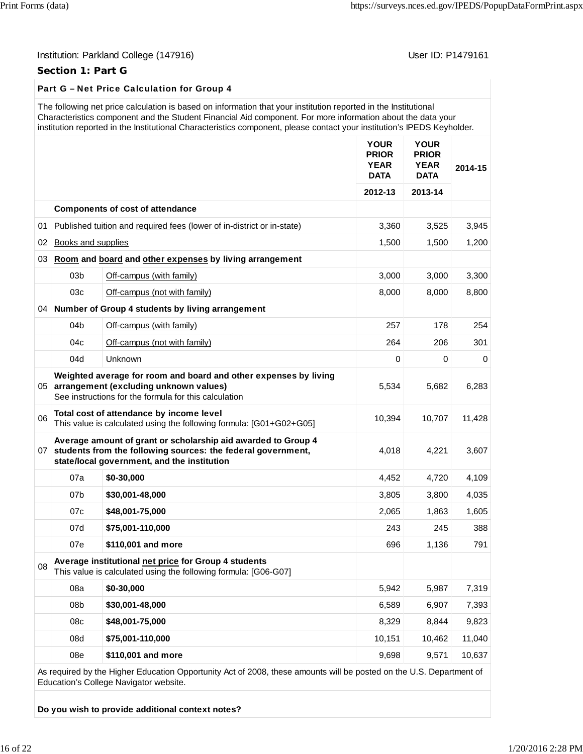Institution: Parkland College (147916) User ID: P1479161

## Section 1: Part G

### Part G – Net Price Calculation for Group 4

The following net price calculation is based on information that your institution reported in the Institutional Characteristics component and the Student Financial Aid component. For more information about the data your institution reported in the Institutional Characteristics component, please contact your institution's IPEDS Keyholder.

| | | | YOUR PRIOR YEAR DATA | YOUR PRIOR YEAR DATA | 2014-15 |
|---|---|---|---|---|---|
| | | | 2012-13 | 2013-14 | |
| | **Components of cost of attendance** | | | | |
| 01 | Published tuition and required fees (lower of in-district or in-state) | | 3,360 | 3,525 | 3,945 |
| 02 | Books and supplies | | 1,500 | 1,500 | 1,200 |
| 03 | **Room and board and other expenses by living arrangement** | | | | |
| | 03b | Off-campus (with family) | 3,000 | 3,000 | 3,300 |
| | 03c | Off-campus (not with family) | 8,000 | 8,000 | 8,800 |
| 04 | **Number of Group 4 students by living arrangement** | | | | |
| | 04b | Off-campus (with family) | 257 | 178 | 254 |
| | 04c | Off-campus (not with family) | 264 | 206 | 301 |
| | 04d | Unknown | 0 | 0 | 0 |
| 05 | **Weighted average for room and board and other expenses by living arrangement (excluding unknown values)** See instructions for the formula for this calculation | | 5,534 | 5,682 | 6,283 |
| 06 | **Total cost of attendance by income level** This value is calculated using the following formula: [G01+G02+G05] | | 10,394 | 10,707 | 11,428 |
| 07 | **Average amount of grant or scholarship aid awarded to Group 4 students from the following sources: the federal government, state/local government, and the institution** | | 4,018 | 4,221 | 3,607 |
| | 07a | **$0-30,000** | 4,452 | 4,720 | 4,109 |
| | 07b | **$30,001-48,000** | 3,805 | 3,800 | 4,035 |
| | 07c | **$48,001-75,000** | 2,065 | 1,863 | 1,605 |
| | 07d | **$75,001-110,000** | 243 | 245 | 388 |
| | 07e | **$110,001 and more** | 696 | 1,136 | 791 |
| 08 | **Average institutional net price for Group 4 students** This value is calculated using the following formula: [G06-G07] | | | | |
| | 08a | **$0-30,000** | 5,942 | 5,987 | 7,319 |
| | 08b | **$30,001-48,000** | 6,589 | 6,907 | 7,393 |
| | 08c | **$48,001-75,000** | 8,329 | 8,844 | 9,823 |
| | 08d | **$75,001-110,000** | 10,151 | 10,462 | 11,040 |
| | 08e | **$110,001 and more** | 9,698 | 9,571 | 10,637 |

As required by the Higher Education Opportunity Act of 2008, these amounts will be posted on the U.S. Department of Education's College Navigator website.

**Do you wish to provide additional context notes?**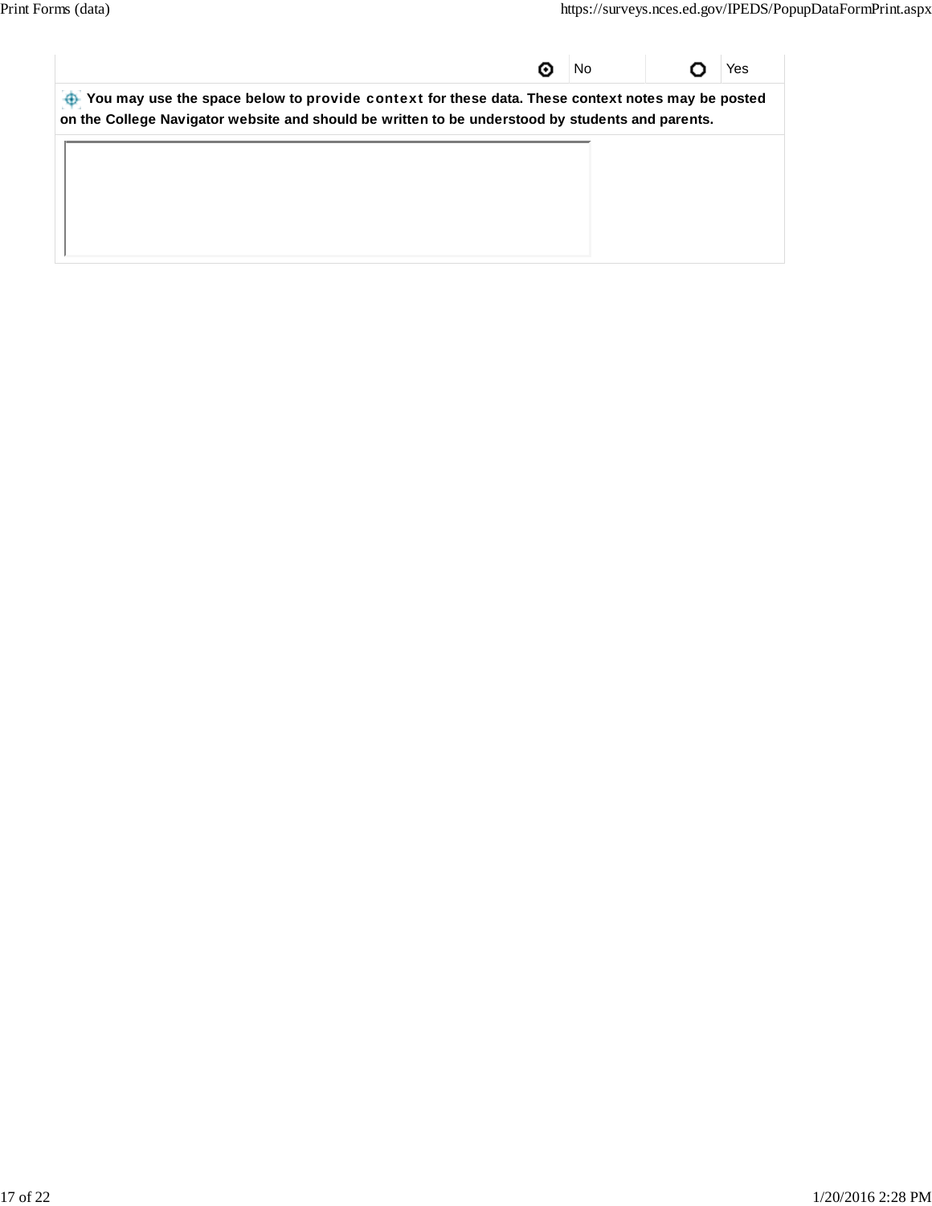| | No | | Yes |
|---|---|---|---|
| ⦿ | No | ○ | Yes |

**You may use the space below to provide context for these data. These context notes may be posted on the College Navigator website and should be written to be understood by students and parents.**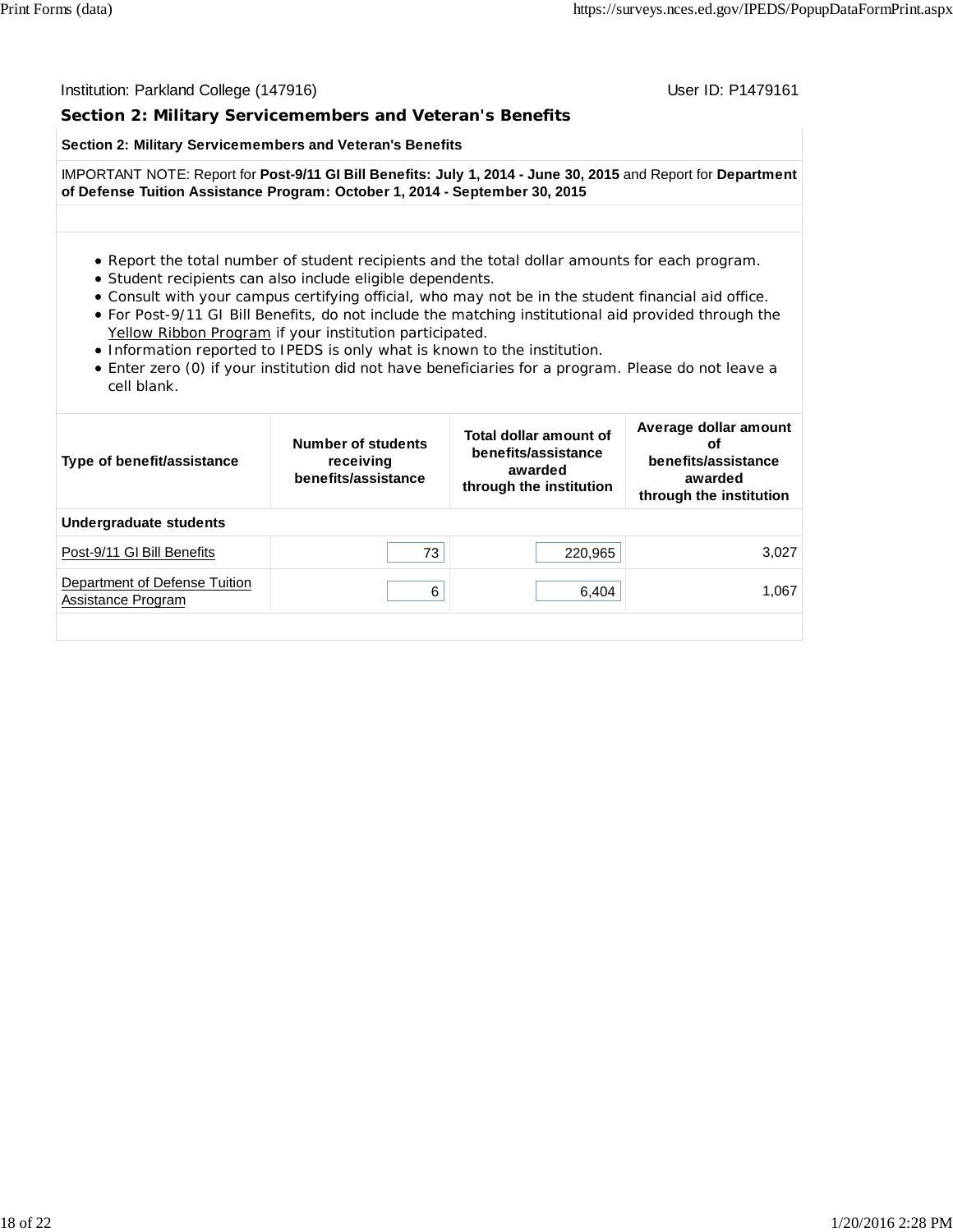Institution: Parkland College (147916) User ID: P1479161

## Section 2: Military Servicemembers and Veteran's Benefits

**Section 2: Military Servicemembers and Veteran's Benefits**

IMPORTANT NOTE: Report for **Post-9/11 GI Bill Benefits: July 1, 2014 - June 30, 2015** and Report for **Department of Defense Tuition Assistance Program: October 1, 2014 - September 30, 2015**

- Report the total number of student recipients and the total dollar amounts for each program.
- Student recipients can also include eligible dependents.
- Consult with your campus certifying official, who may not be in the student financial aid office.
- For Post-9/11 GI Bill Benefits, do not include the matching institutional aid provided through the Yellow Ribbon Program if your institution participated.
- Information reported to IPEDS is only what is known to the institution.
- Enter zero (0) if your institution did not have beneficiaries for a program. Please do not leave a cell blank.

| Type of benefit/assistance | Number of students receiving benefits/assistance | Total dollar amount of benefits/assistance awarded through the institution | Average dollar amount of benefits/assistance awarded through the institution |
|---|---|---|---|
| **Undergraduate students** | | | |
| Post-9/11 GI Bill Benefits | 73 | 220,965 | 3,027 |
| Department of Defense Tuition Assistance Program | 6 | 6,404 | 1,067 |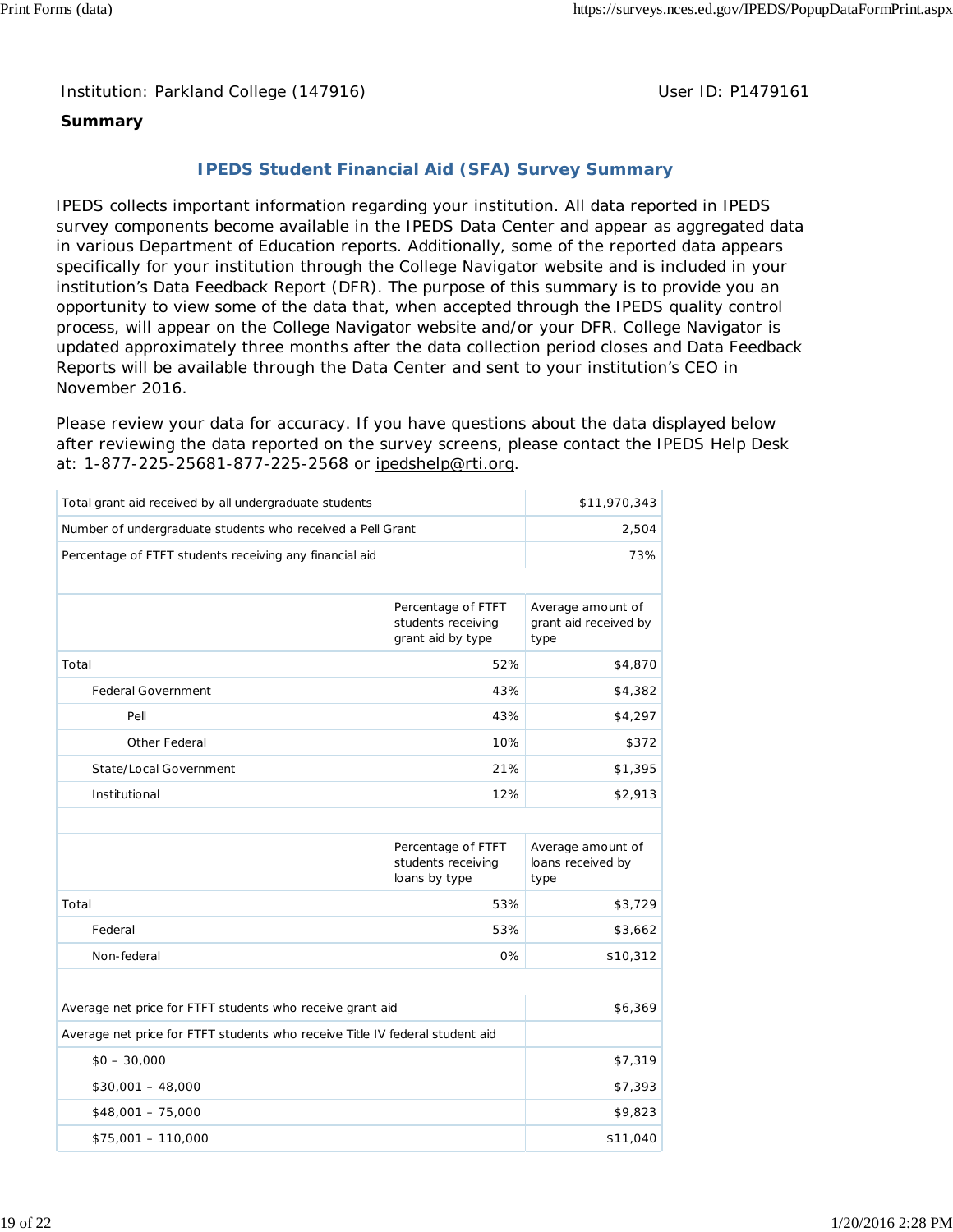Institution: Parkland College (147916)

User ID: P1479161

**Summary**

## IPEDS Student Financial Aid (SFA) Survey Summary

IPEDS collects important information regarding your institution. All data reported in IPEDS survey components become available in the IPEDS Data Center and appear as aggregated data in various Department of Education reports. Additionally, some of the reported data appears specifically for your institution through the College Navigator website and is included in your institution's Data Feedback Report (DFR). The purpose of this summary is to provide you an opportunity to view some of the data that, when accepted through the IPEDS quality control process, will appear on the College Navigator website and/or your DFR. College Navigator is updated approximately three months after the data collection period closes and Data Feedback Reports will be available through the Data Center and sent to your institution's CEO in November 2016.

Please review your data for accuracy. If you have questions about the data displayed below after reviewing the data reported on the survey screens, please contact the IPEDS Help Desk at: 1-877-225-25681-877-225-2568 or ipedshelp@rti.org.

| | | |
|---|---|---|
| Total grant aid received by all undergraduate students | | $11,970,343 |
| Number of undergraduate students who received a Pell Grant | | 2,504 |
| Percentage of FTFT students receiving any financial aid | | 73% |
| | | |
| | Percentage of FTFT students receiving grant aid by type | Average amount of grant aid received by type |
| Total | 52% | $4,870 |
| Federal Government | 43% | $4,382 |
| Pell | 43% | $4,297 |
| Other Federal | 10% | $372 |
| State/Local Government | 21% | $1,395 |
| Institutional | 12% | $2,913 |
| | | |
| | Percentage of FTFT students receiving loans by type | Average amount of loans received by type |
| Total | 53% | $3,729 |
| Federal | 53% | $3,662 |
| Non-federal | 0% | $10,312 |
| | | |
| Average net price for FTFT students who receive grant aid | | $6,369 |
| Average net price for FTFT students who receive Title IV federal student aid | | |
| $0 – 30,000 | | $7,319 |
| $30,001 – 48,000 | | $7,393 |
| $48,001 – 75,000 | | $9,823 |
| $75,001 – 110,000 | | $11,040 |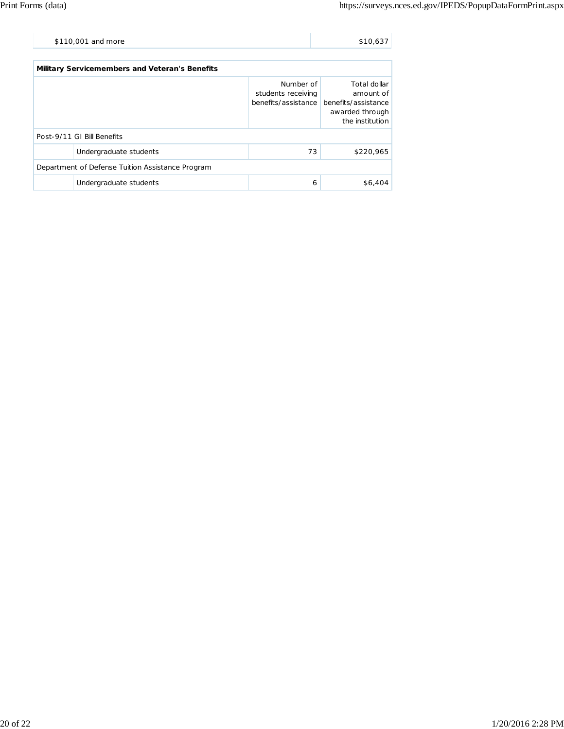| | |
|---|---|
| $110,001 and more | $10,637 |

| Military Servicemembers and Veteran's Benefits | | Number of students receiving benefits/assistance | Total dollar amount of benefits/assistance awarded through the institution |
|---|---|---|---|
| Post-9/11 GI Bill Benefits | | | |
| | Undergraduate students | 73 | $220,965 |
| Department of Defense Tuition Assistance Program | | | |
| | Undergraduate students | 6 | $6,404 |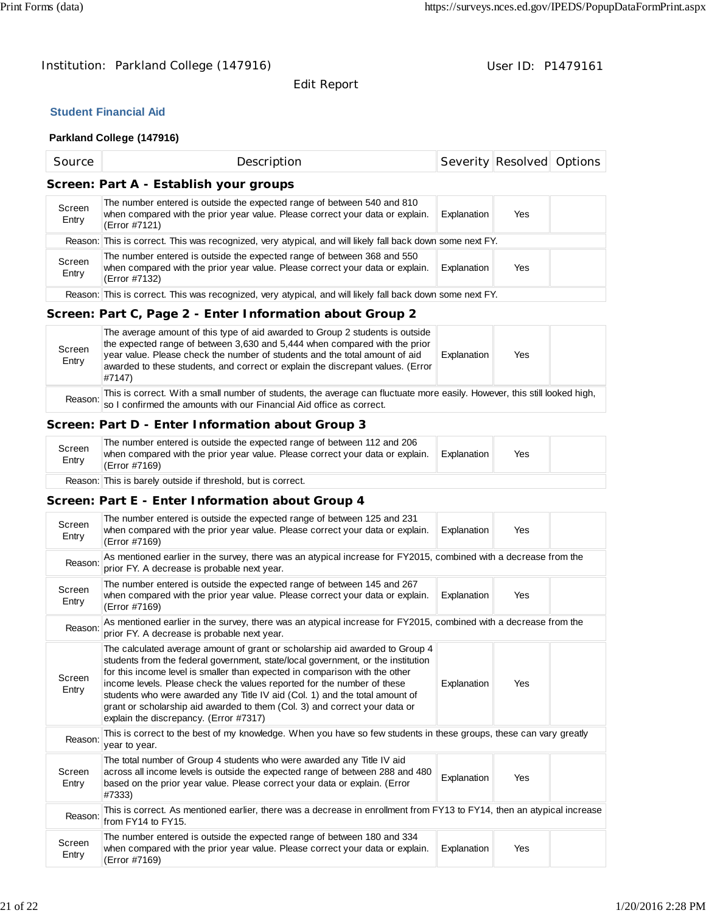Institution: Parkland College (147916)

User ID: P1479161

Edit Report

### Student Financial Aid

**Parkland College (147916)**

| Source | Description | Severity | Resolved | Options |
|---|---|---|---|---|

**Screen: Part A - Establish your groups**

| Source | Description | Severity | Resolved | Options |
|---|---|---|---|---|
| Screen Entry | The number entered is outside the expected range of between 540 and 810 when compared with the prior year value. Please correct your data or explain. (Error #7121) | Explanation | Yes | |
| Reason: | This is correct. This was recognized, very atypical, and will likely fall back down some next FY. | | | |
| Screen Entry | The number entered is outside the expected range of between 368 and 550 when compared with the prior year value. Please correct your data or explain. (Error #7132) | Explanation | Yes | |
| Reason: | This is correct. This was recognized, very atypical, and will likely fall back down some next FY. | | | |

**Screen: Part C, Page 2 - Enter Information about Group 2**

| Source | Description | Severity | Resolved | Options |
|---|---|---|---|---|
| Screen Entry | The average amount of this type of aid awarded to Group 2 students is outside the expected range of between 3,630 and 5,444 when compared with the prior year value. Please check the number of students and the total amount of aid awarded to these students, and correct or explain the discrepant values. (Error #7147) | Explanation | Yes | |
| Reason: | This is correct. With a small number of students, the average can fluctuate more easily. However, this still looked high, so I confirmed the amounts with our Financial Aid office as correct. | | | |

**Screen: Part D - Enter Information about Group 3**

| Source | Description | Severity | Resolved | Options |
|---|---|---|---|---|
| Screen Entry | The number entered is outside the expected range of between 112 and 206 when compared with the prior year value. Please correct your data or explain. (Error #7169) | Explanation | Yes | |
| Reason: | This is barely outside if threshold, but is correct. | | | |

**Screen: Part E - Enter Information about Group 4**

| Source | Description | Severity | Resolved | Options |
|---|---|---|---|---|
| Screen Entry | The number entered is outside the expected range of between 125 and 231 when compared with the prior year value. Please correct your data or explain. (Error #7169) | Explanation | Yes | |
| Reason: | As mentioned earlier in the survey, there was an atypical increase for FY2015, combined with a decrease from the prior FY. A decrease is probable next year. | | | |
| Screen Entry | The number entered is outside the expected range of between 145 and 267 when compared with the prior year value. Please correct your data or explain. (Error #7169) | Explanation | Yes | |
| Reason: | As mentioned earlier in the survey, there was an atypical increase for FY2015, combined with a decrease from the prior FY. A decrease is probable next year. | | | |
| Screen Entry | The calculated average amount of grant or scholarship aid awarded to Group 4 students from the federal government, state/local government, or the institution for this income level is smaller than expected in comparison with the other income levels. Please check the values reported for the number of these students who were awarded any Title IV aid (Col. 1) and the total amount of grant or scholarship aid awarded to them (Col. 3) and correct your data or explain the discrepancy. (Error #7317) | Explanation | Yes | |
| Reason: | This is correct to the best of my knowledge. When you have so few students in these groups, these can vary greatly year to year. | | | |
| Screen Entry | The total number of Group 4 students who were awarded any Title IV aid across all income levels is outside the expected range of between 288 and 480 based on the prior year value. Please correct your data or explain. (Error #7333) | Explanation | Yes | |
| Reason: | This is correct. As mentioned earlier, there was a decrease in enrollment from FY13 to FY14, then an atypical increase from FY14 to FY15. | | | |
| Screen Entry | The number entered is outside the expected range of between 180 and 334 when compared with the prior year value. Please correct your data or explain. (Error #7169) | Explanation | Yes | |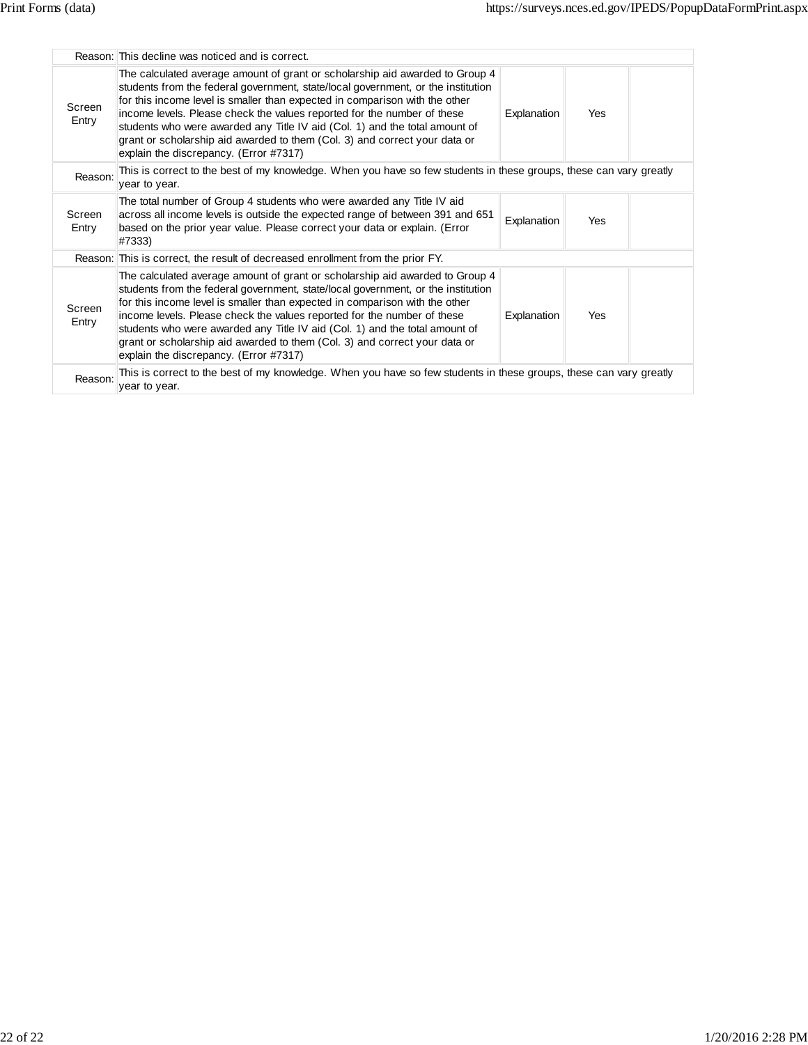| | | | | |
|---|---|---|---|---|
| Reason: | This decline was noticed and is correct. | | | |
| Screen Entry | The calculated average amount of grant or scholarship aid awarded to Group 4 students from the federal government, state/local government, or the institution for this income level is smaller than expected in comparison with the other income levels. Please check the values reported for the number of these students who were awarded any Title IV aid (Col. 1) and the total amount of grant or scholarship aid awarded to them (Col. 3) and correct your data or explain the discrepancy. (Error #7317) | Explanation | Yes | |
| Reason: | This is correct to the best of my knowledge. When you have so few students in these groups, these can vary greatly year to year. | | | |
| Screen Entry | The total number of Group 4 students who were awarded any Title IV aid across all income levels is outside the expected range of between 391 and 651 based on the prior year value. Please correct your data or explain. (Error #7333) | Explanation | Yes | |
| Reason: | This is correct, the result of decreased enrollment from the prior FY. | | | |
| Screen Entry | The calculated average amount of grant or scholarship aid awarded to Group 4 students from the federal government, state/local government, or the institution for this income level is smaller than expected in comparison with the other income levels. Please check the values reported for the number of these students who were awarded any Title IV aid (Col. 1) and the total amount of grant or scholarship aid awarded to them (Col. 3) and correct your data or explain the discrepancy. (Error #7317) | Explanation | Yes | |
| Reason: | This is correct to the best of my knowledge. When you have so few students in these groups, these can vary greatly year to year. | | | |